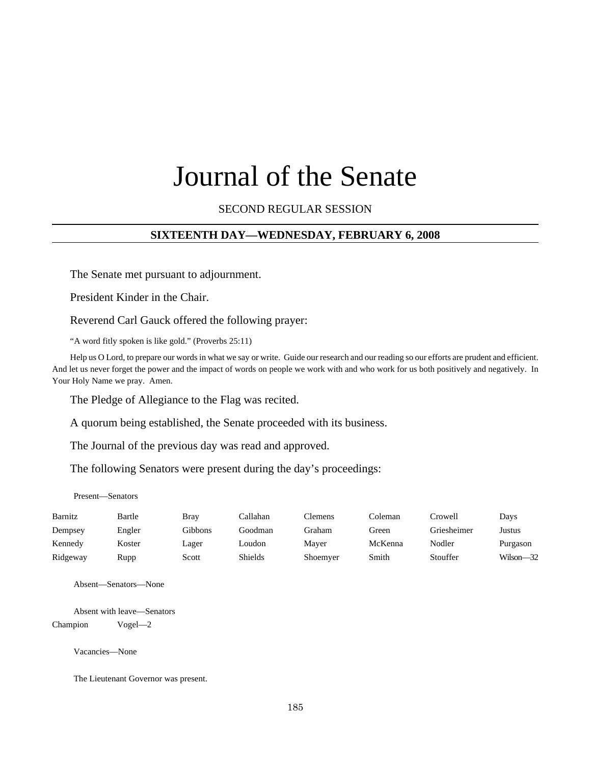# Journal of the Senate

SECOND REGULAR SESSION

## SIXTEENTH DAY—WEDNESDAY, FEBRUARY 6, 2008

The Senate met pursuant to adjournment.

President Kinder in the Chair.

Reverend Carl Gauck offered the following prayer:

"A word fitly spoken is like gold." (Proverbs 25:11)

Help us O Lord, to prepare our words in what we say or write. Guide our research and our reading so our efforts are prudent and efficient. And let us never forget the power and the impact of words on people we work with and who work for us both positively and negatively. In Your Holy Name we pray. Amen.

The Pledge of Allegiance to the Flag was recited.

A quorum being established, the Senate proceeded with its business.

The Journal of the previous day was read and approved.

The following Senators were present during the day's proceedings:

Present—Senators

| | | | | | | | |
|---|---|---|---|---|---|---|---|
| Barnitz | Bartle | Bray | Callahan | Clemens | Coleman | Crowell | Days |
| Dempsey | Engler | Gibbons | Goodman | Graham | Green | Griesheimer | Justus |
| Kennedy | Koster | Lager | Loudon | Mayer | McKenna | Nodler | Purgason |
| Ridgeway | Rupp | Scott | Shields | Shoemyer | Smith | Stouffer | Wilson—32 |

Absent—Senators—None

Absent with leave—Senators

Champion Vogel—2

Vacancies—None

The Lieutenant Governor was present.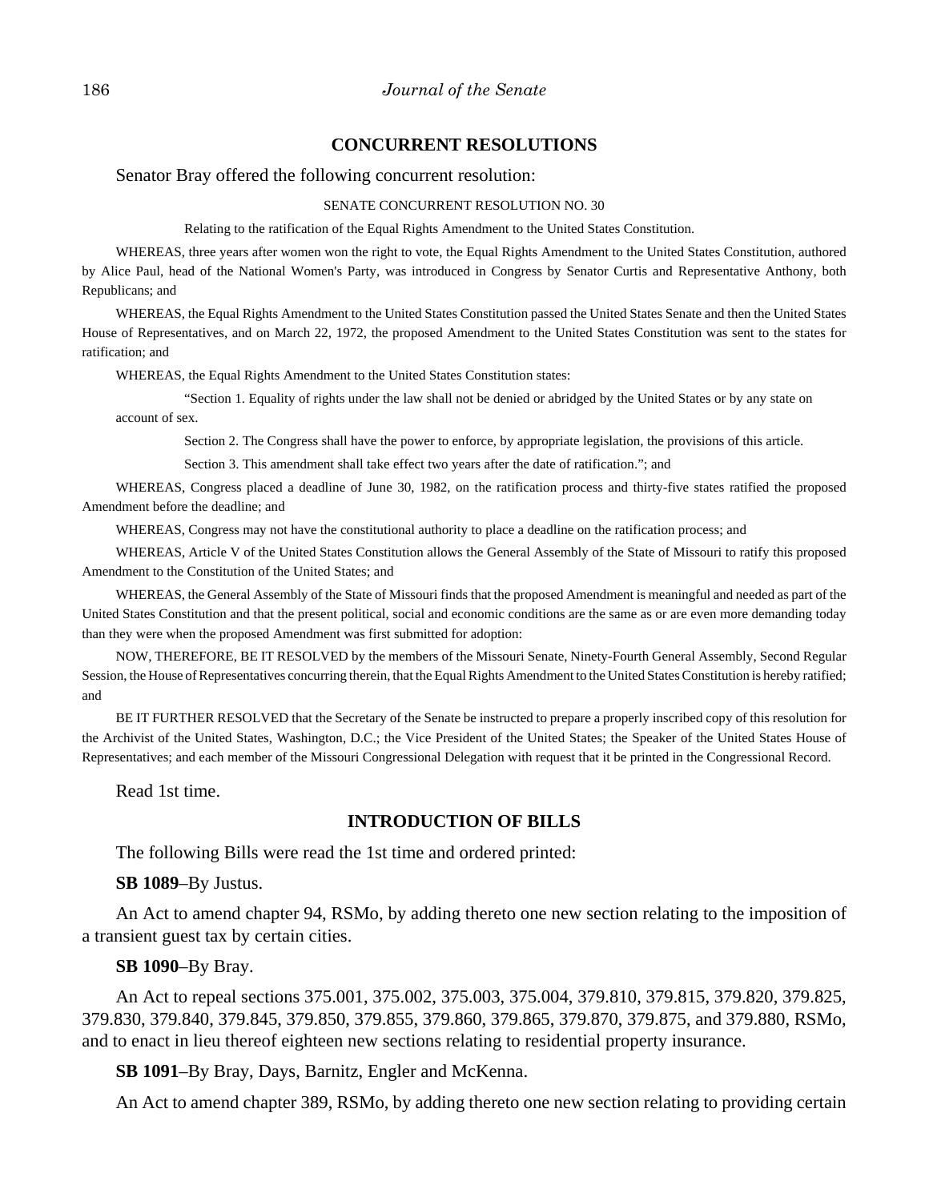## CONCURRENT RESOLUTIONS

Senator Bray offered the following concurrent resolution:

SENATE CONCURRENT RESOLUTION NO. 30

Relating to the ratification of the Equal Rights Amendment to the United States Constitution.

WHEREAS, three years after women won the right to vote, the Equal Rights Amendment to the United States Constitution, authored by Alice Paul, head of the National Women's Party, was introduced in Congress by Senator Curtis and Representative Anthony, both Republicans; and

WHEREAS, the Equal Rights Amendment to the United States Constitution passed the United States Senate and then the United States House of Representatives, and on March 22, 1972, the proposed Amendment to the United States Constitution was sent to the states for ratification; and

WHEREAS, the Equal Rights Amendment to the United States Constitution states:

"Section 1. Equality of rights under the law shall not be denied or abridged by the United States or by any state on account of sex.

Section 2. The Congress shall have the power to enforce, by appropriate legislation, the provisions of this article.

Section 3. This amendment shall take effect two years after the date of ratification."; and

WHEREAS, Congress placed a deadline of June 30, 1982, on the ratification process and thirty-five states ratified the proposed Amendment before the deadline; and

WHEREAS, Congress may not have the constitutional authority to place a deadline on the ratification process; and

WHEREAS, Article V of the United States Constitution allows the General Assembly of the State of Missouri to ratify this proposed Amendment to the Constitution of the United States; and

WHEREAS, the General Assembly of the State of Missouri finds that the proposed Amendment is meaningful and needed as part of the United States Constitution and that the present political, social and economic conditions are the same as or are even more demanding today than they were when the proposed Amendment was first submitted for adoption:

NOW, THEREFORE, BE IT RESOLVED by the members of the Missouri Senate, Ninety-Fourth General Assembly, Second Regular Session, the House of Representatives concurring therein, that the Equal Rights Amendment to the United States Constitution is hereby ratified; and

BE IT FURTHER RESOLVED that the Secretary of the Senate be instructed to prepare a properly inscribed copy of this resolution for the Archivist of the United States, Washington, D.C.; the Vice President of the United States; the Speaker of the United States House of Representatives; and each member of the Missouri Congressional Delegation with request that it be printed in the Congressional Record.

Read 1st time.

## INTRODUCTION OF BILLS

The following Bills were read the 1st time and ordered printed:

**SB 1089**–By Justus.

An Act to amend chapter 94, RSMo, by adding thereto one new section relating to the imposition of a transient guest tax by certain cities.

**SB 1090**–By Bray.

An Act to repeal sections 375.001, 375.002, 375.003, 375.004, 379.810, 379.815, 379.820, 379.825, 379.830, 379.840, 379.845, 379.850, 379.855, 379.860, 379.865, 379.870, 379.875, and 379.880, RSMo, and to enact in lieu thereof eighteen new sections relating to residential property insurance.

**SB 1091**–By Bray, Days, Barnitz, Engler and McKenna.

An Act to amend chapter 389, RSMo, by adding thereto one new section relating to providing certain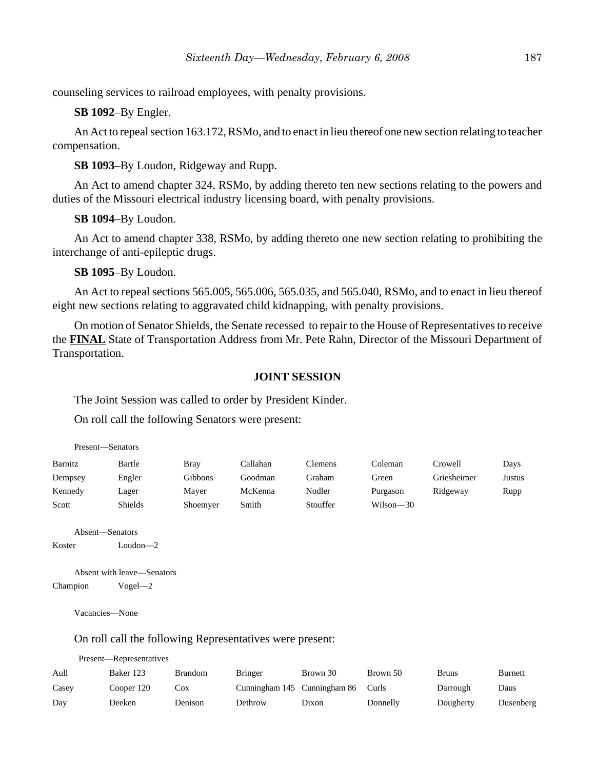counseling services to railroad employees, with penalty provisions.

**SB 1092**–By Engler.

An Act to repeal section 163.172, RSMo, and to enact in lieu thereof one new section relating to teacher compensation.

**SB 1093**–By Loudon, Ridgeway and Rupp.

An Act to amend chapter 324, RSMo, by adding thereto ten new sections relating to the powers and duties of the Missouri electrical industry licensing board, with penalty provisions.

**SB 1094**–By Loudon.

An Act to amend chapter 338, RSMo, by adding thereto one new section relating to prohibiting the interchange of anti-epileptic drugs.

**SB 1095**–By Loudon.

An Act to repeal sections 565.005, 565.006, 565.035, and 565.040, RSMo, and to enact in lieu thereof eight new sections relating to aggravated child kidnapping, with penalty provisions.

On motion of Senator Shields, the Senate recessed to repair to the House of Representatives to receive the **FINAL** State of Transportation Address from Mr. Pete Rahn, Director of the Missouri Department of Transportation.

## JOINT SESSION

The Joint Session was called to order by President Kinder.

On roll call the following Senators were present:

Present—Senators

| | | | | | | | |
|---|---|---|---|---|---|---|---|
| Barnitz | Bartle | Bray | Callahan | Clemens | Coleman | Crowell | Days |
| Dempsey | Engler | Gibbons | Goodman | Graham | Green | Griesheimer | Justus |
| Kennedy | Lager | Mayer | McKenna | Nodler | Purgason | Ridgeway | Rupp |
| Scott | Shields | Shoemyer | Smith | Stouffer | Wilson—30 | | |

Absent—Senators

Koster Loudon—2

Absent with leave—Senators

Champion Vogel—2

Vacancies—None

On roll call the following Representatives were present:

Present—Representatives

| | | | | | | | |
|---|---|---|---|---|---|---|---|
| Aull | Baker 123 | Brandom | Bringer | Brown 30 | Brown 50 | Bruns | Burnett |
| Casey | Cooper 120 | Cox | Cunningham 145 | Cunningham 86 | Curls | Darrough | Daus |
| Day | Deeken | Denison | Dethrow | Dixon | Donnelly | Dougherty | Dusenberg |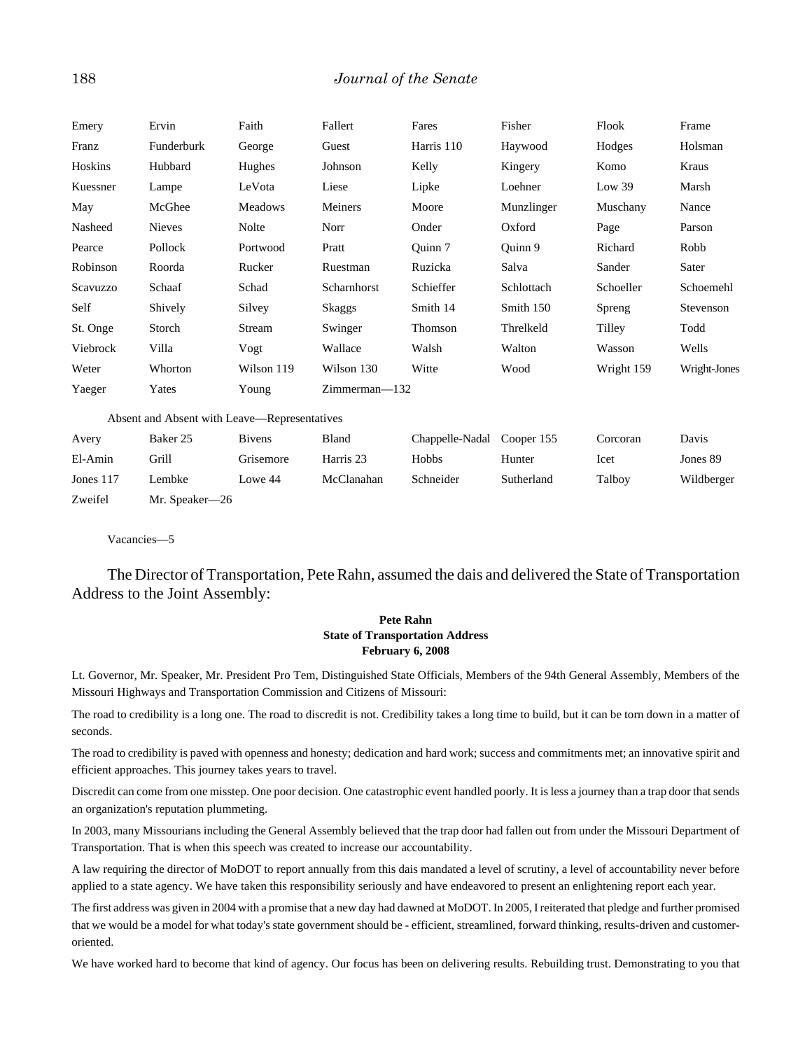| | | | | | | | |
|---|---|---|---|---|---|---|---|
| Emery | Ervin | Faith | Fallert | Fares | Fisher | Flook | Frame |
| Franz | Funderburk | George | Guest | Harris 110 | Haywood | Hodges | Holsman |
| Hoskins | Hubbard | Hughes | Johnson | Kelly | Kingery | Komo | Kraus |
| Kuessner | Lampe | LeVota | Liese | Lipke | Loehner | Low 39 | Marsh |
| May | McGhee | Meadows | Meiners | Moore | Munzlinger | Muschany | Nance |
| Nasheed | Nieves | Nolte | Norr | Onder | Oxford | Page | Parson |
| Pearce | Pollock | Portwood | Pratt | Quinn 7 | Quinn 9 | Richard | Robb |
| Robinson | Roorda | Rucker | Ruestman | Ruzicka | Salva | Sander | Sater |
| Scavuzzo | Schaaf | Schad | Scharnhorst | Schieffer | Schlottach | Schoeller | Schoemehl |
| Self | Shively | Silvey | Skaggs | Smith 14 | Smith 150 | Spreng | Stevenson |
| St. Onge | Storch | Stream | Swinger | Thomson | Threlkeld | Tilley | Todd |
| Viebrock | Villa | Vogt | Wallace | Walsh | Walton | Wasson | Wells |
| Weter | Whorton | Wilson 119 | Wilson 130 | Witte | Wood | Wright 159 | Wright-Jones |
| Yaeger | Yates | Young | Zimmerman—132 | | | | |

Absent and Absent with Leave—Representatives

| | | | | | | | |
|---|---|---|---|---|---|---|---|
| Avery | Baker 25 | Bivens | Bland | Chappelle-Nadal | Cooper 155 | Corcoran | Davis |
| El-Amin | Grill | Grisemore | Harris 23 | Hobbs | Hunter | Icet | Jones 89 |
| Jones 117 | Lembke | Lowe 44 | McClanahan | Schneider | Sutherland | Talboy | Wildberger |
| Zweifel | Mr. Speaker—26 | | | | | | |

Vacancies—5

The Director of Transportation, Pete Rahn, assumed the dais and delivered the State of Transportation Address to the Joint Assembly:

**Pete Rahn**
**State of Transportation Address**
**February 6, 2008**

Lt. Governor, Mr. Speaker, Mr. President Pro Tem, Distinguished State Officials, Members of the 94th General Assembly, Members of the Missouri Highways and Transportation Commission and Citizens of Missouri:

The road to credibility is a long one. The road to discredit is not. Credibility takes a long time to build, but it can be torn down in a matter of seconds.

The road to credibility is paved with openness and honesty; dedication and hard work; success and commitments met; an innovative spirit and efficient approaches. This journey takes years to travel.

Discredit can come from one misstep. One poor decision. One catastrophic event handled poorly. It is less a journey than a trap door that sends an organization's reputation plummeting.

In 2003, many Missourians including the General Assembly believed that the trap door had fallen out from under the Missouri Department of Transportation. That is when this speech was created to increase our accountability.

A law requiring the director of MoDOT to report annually from this dais mandated a level of scrutiny, a level of accountability never before applied to a state agency. We have taken this responsibility seriously and have endeavored to present an enlightening report each year.

The first address was given in 2004 with a promise that a new day had dawned at MoDOT. In 2005, I reiterated that pledge and further promised that we would be a model for what today's state government should be - efficient, streamlined, forward thinking, results-driven and customer-oriented.

We have worked hard to become that kind of agency. Our focus has been on delivering results. Rebuilding trust. Demonstrating to you that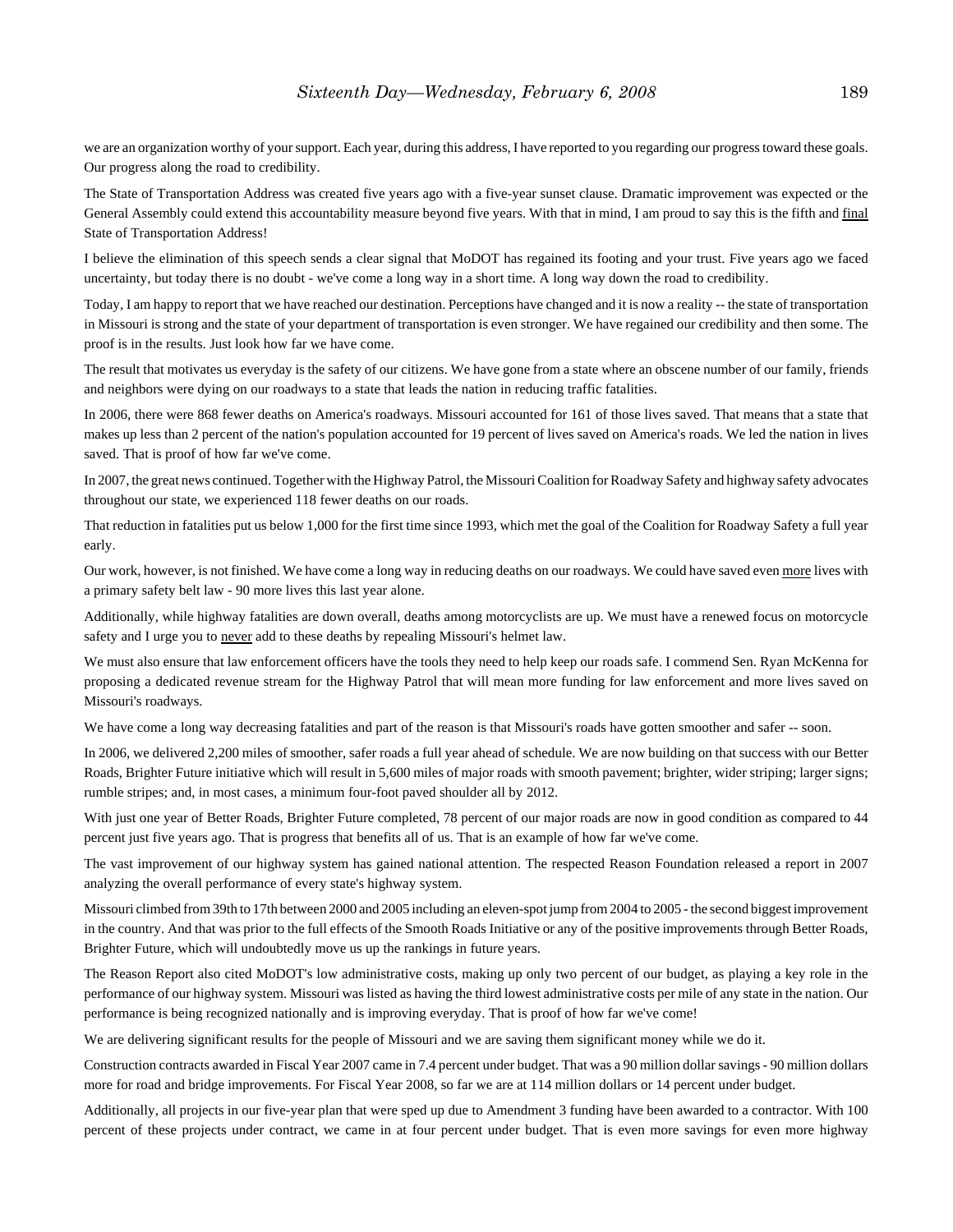we are an organization worthy of your support. Each year, during this address, I have reported to you regarding our progress toward these goals. Our progress along the road to credibility.

The State of Transportation Address was created five years ago with a five-year sunset clause. Dramatic improvement was expected or the General Assembly could extend this accountability measure beyond five years. With that in mind, I am proud to say this is the fifth and <u>final</u> State of Transportation Address!

I believe the elimination of this speech sends a clear signal that MoDOT has regained its footing and your trust. Five years ago we faced uncertainty, but today there is no doubt - we've come a long way in a short time. A long way down the road to credibility.

Today, I am happy to report that we have reached our destination. Perceptions have changed and it is now a reality -- the state of transportation in Missouri is strong and the state of your department of transportation is even stronger. We have regained our credibility and then some. The proof is in the results. Just look how far we have come.

The result that motivates us everyday is the safety of our citizens. We have gone from a state where an obscene number of our family, friends and neighbors were dying on our roadways to a state that leads the nation in reducing traffic fatalities.

In 2006, there were 868 fewer deaths on America's roadways. Missouri accounted for 161 of those lives saved. That means that a state that makes up less than 2 percent of the nation's population accounted for 19 percent of lives saved on America's roads. We led the nation in lives saved. That is proof of how far we've come.

In 2007, the great news continued. Together with the Highway Patrol, the Missouri Coalition for Roadway Safety and highway safety advocates throughout our state, we experienced 118 fewer deaths on our roads.

That reduction in fatalities put us below 1,000 for the first time since 1993, which met the goal of the Coalition for Roadway Safety a full year early.

Our work, however, is not finished. We have come a long way in reducing deaths on our roadways. We could have saved even <u>more</u> lives with a primary safety belt law - 90 more lives this last year alone.

Additionally, while highway fatalities are down overall, deaths among motorcyclists are up. We must have a renewed focus on motorcycle safety and I urge you to <u>never</u> add to these deaths by repealing Missouri's helmet law.

We must also ensure that law enforcement officers have the tools they need to help keep our roads safe. I commend Sen. Ryan McKenna for proposing a dedicated revenue stream for the Highway Patrol that will mean more funding for law enforcement and more lives saved on Missouri's roadways.

We have come a long way decreasing fatalities and part of the reason is that Missouri's roads have gotten smoother and safer -- soon.

In 2006, we delivered 2,200 miles of smoother, safer roads a full year ahead of schedule. We are now building on that success with our Better Roads, Brighter Future initiative which will result in 5,600 miles of major roads with smooth pavement; brighter, wider striping; larger signs; rumble stripes; and, in most cases, a minimum four-foot paved shoulder all by 2012.

With just one year of Better Roads, Brighter Future completed, 78 percent of our major roads are now in good condition as compared to 44 percent just five years ago. That is progress that benefits all of us. That is an example of how far we've come.

The vast improvement of our highway system has gained national attention. The respected Reason Foundation released a report in 2007 analyzing the overall performance of every state's highway system.

Missouri climbed from 39th to 17th between 2000 and 2005 including an eleven-spot jump from 2004 to 2005 - the second biggest improvement in the country. And that was prior to the full effects of the Smooth Roads Initiative or any of the positive improvements through Better Roads, Brighter Future, which will undoubtedly move us up the rankings in future years.

The Reason Report also cited MoDOT's low administrative costs, making up only two percent of our budget, as playing a key role in the performance of our highway system. Missouri was listed as having the third lowest administrative costs per mile of any state in the nation. Our performance is being recognized nationally and is improving everyday. That is proof of how far we've come!

We are delivering significant results for the people of Missouri and we are saving them significant money while we do it.

Construction contracts awarded in Fiscal Year 2007 came in 7.4 percent under budget. That was a 90 million dollar savings - 90 million dollars more for road and bridge improvements. For Fiscal Year 2008, so far we are at 114 million dollars or 14 percent under budget.

Additionally, all projects in our five-year plan that were sped up due to Amendment 3 funding have been awarded to a contractor. With 100 percent of these projects under contract, we came in at four percent under budget. That is even more savings for even more highway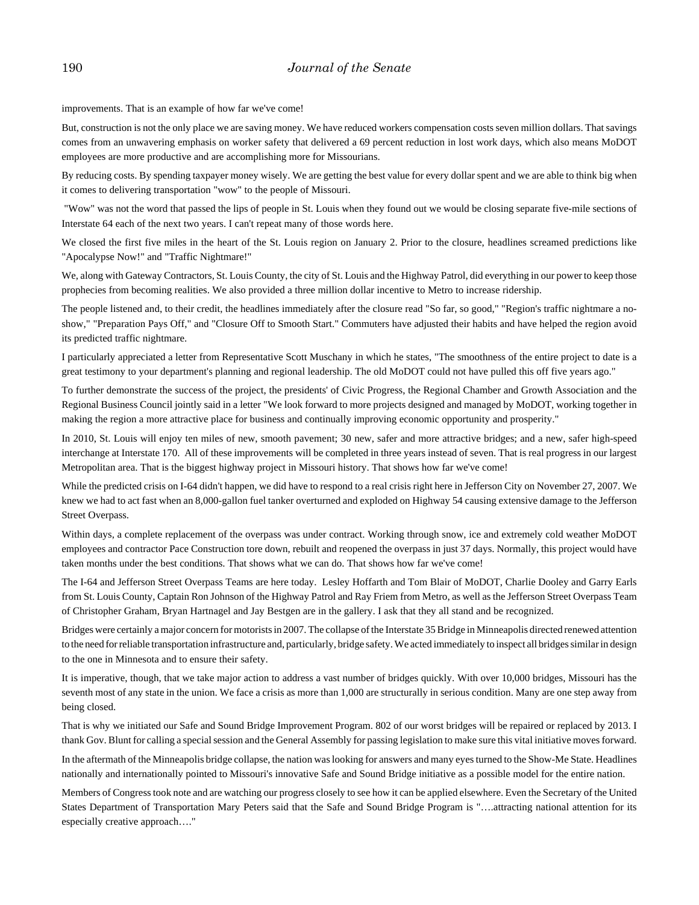improvements. That is an example of how far we've come!

But, construction is not the only place we are saving money. We have reduced workers compensation costs seven million dollars. That savings comes from an unwavering emphasis on worker safety that delivered a 69 percent reduction in lost work days, which also means MoDOT employees are more productive and are accomplishing more for Missourians.

By reducing costs. By spending taxpayer money wisely. We are getting the best value for every dollar spent and we are able to think big when it comes to delivering transportation "wow" to the people of Missouri.

"Wow" was not the word that passed the lips of people in St. Louis when they found out we would be closing separate five-mile sections of Interstate 64 each of the next two years. I can't repeat many of those words here.

We closed the first five miles in the heart of the St. Louis region on January 2. Prior to the closure, headlines screamed predictions like "Apocalypse Now!" and "Traffic Nightmare!"

We, along with Gateway Contractors, St. Louis County, the city of St. Louis and the Highway Patrol, did everything in our power to keep those prophecies from becoming realities. We also provided a three million dollar incentive to Metro to increase ridership.

The people listened and, to their credit, the headlines immediately after the closure read "So far, so good," "Region's traffic nightmare a no-show," "Preparation Pays Off," and "Closure Off to Smooth Start." Commuters have adjusted their habits and have helped the region avoid its predicted traffic nightmare.

I particularly appreciated a letter from Representative Scott Muschany in which he states, "The smoothness of the entire project to date is a great testimony to your department's planning and regional leadership. The old MoDOT could not have pulled this off five years ago."

To further demonstrate the success of the project, the presidents' of Civic Progress, the Regional Chamber and Growth Association and the Regional Business Council jointly said in a letter "We look forward to more projects designed and managed by MoDOT, working together in making the region a more attractive place for business and continually improving economic opportunity and prosperity."

In 2010, St. Louis will enjoy ten miles of new, smooth pavement; 30 new, safer and more attractive bridges; and a new, safer high-speed interchange at Interstate 170. All of these improvements will be completed in three years instead of seven. That is real progress in our largest Metropolitan area. That is the biggest highway project in Missouri history. That shows how far we've come!

While the predicted crisis on I-64 didn't happen, we did have to respond to a real crisis right here in Jefferson City on November 27, 2007. We knew we had to act fast when an 8,000-gallon fuel tanker overturned and exploded on Highway 54 causing extensive damage to the Jefferson Street Overpass.

Within days, a complete replacement of the overpass was under contract. Working through snow, ice and extremely cold weather MoDOT employees and contractor Pace Construction tore down, rebuilt and reopened the overpass in just 37 days. Normally, this project would have taken months under the best conditions. That shows what we can do. That shows how far we've come!

The I-64 and Jefferson Street Overpass Teams are here today. Lesley Hoffarth and Tom Blair of MoDOT, Charlie Dooley and Garry Earls from St. Louis County, Captain Ron Johnson of the Highway Patrol and Ray Friem from Metro, as well as the Jefferson Street Overpass Team of Christopher Graham, Bryan Hartnagel and Jay Bestgen are in the gallery. I ask that they all stand and be recognized.

Bridges were certainly a major concern for motorists in 2007. The collapse of the Interstate 35 Bridge in Minneapolis directed renewed attention to the need for reliable transportation infrastructure and, particularly, bridge safety. We acted immediately to inspect all bridges similar in design to the one in Minnesota and to ensure their safety.

It is imperative, though, that we take major action to address a vast number of bridges quickly. With over 10,000 bridges, Missouri has the seventh most of any state in the union. We face a crisis as more than 1,000 are structurally in serious condition. Many are one step away from being closed.

That is why we initiated our Safe and Sound Bridge Improvement Program. 802 of our worst bridges will be repaired or replaced by 2013. I thank Gov. Blunt for calling a special session and the General Assembly for passing legislation to make sure this vital initiative moves forward.

In the aftermath of the Minneapolis bridge collapse, the nation was looking for answers and many eyes turned to the Show-Me State. Headlines nationally and internationally pointed to Missouri's innovative Safe and Sound Bridge initiative as a possible model for the entire nation.

Members of Congress took note and are watching our progress closely to see how it can be applied elsewhere. Even the Secretary of the United States Department of Transportation Mary Peters said that the Safe and Sound Bridge Program is "….attracting national attention for its especially creative approach…."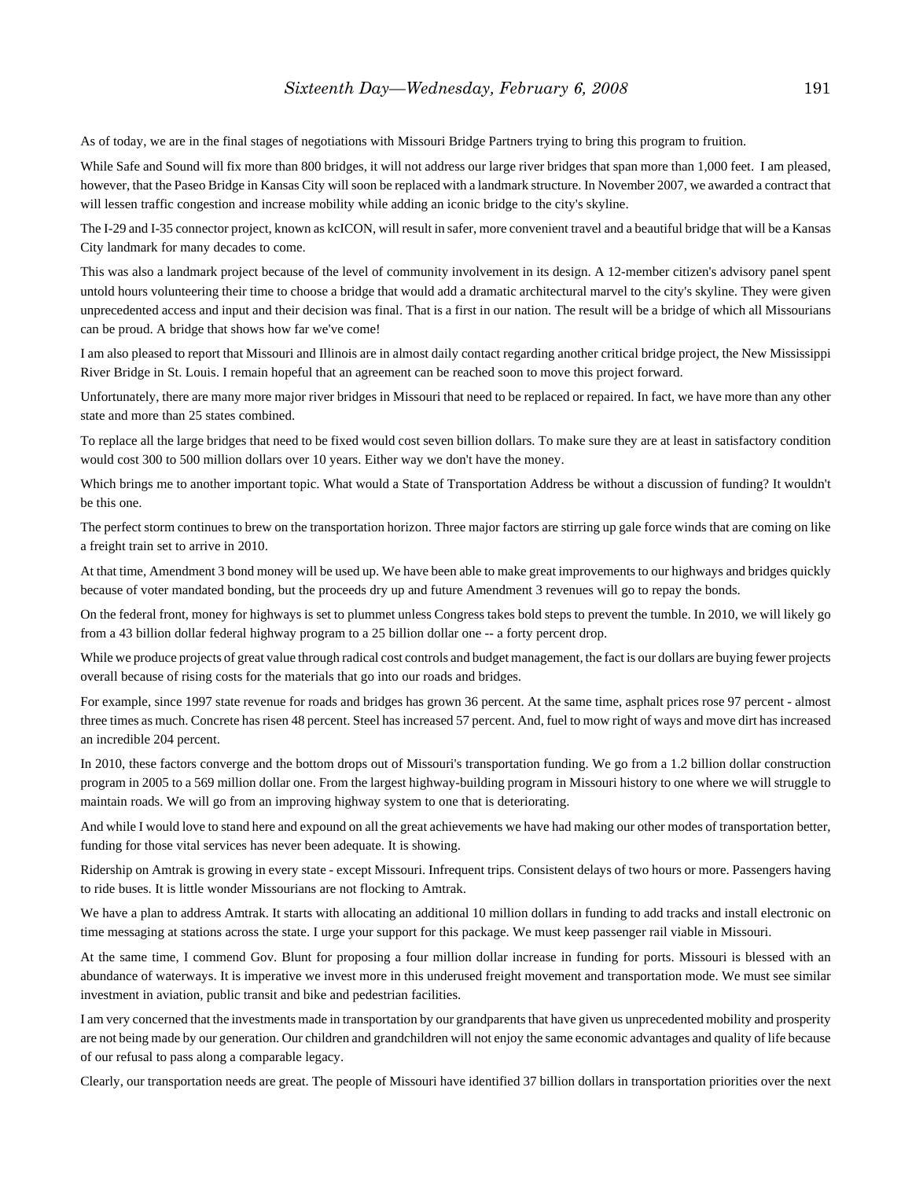As of today, we are in the final stages of negotiations with Missouri Bridge Partners trying to bring this program to fruition.

While Safe and Sound will fix more than 800 bridges, it will not address our large river bridges that span more than 1,000 feet. I am pleased, however, that the Paseo Bridge in Kansas City will soon be replaced with a landmark structure. In November 2007, we awarded a contract that will lessen traffic congestion and increase mobility while adding an iconic bridge to the city's skyline.

The I-29 and I-35 connector project, known as kcICON, will result in safer, more convenient travel and a beautiful bridge that will be a Kansas City landmark for many decades to come.

This was also a landmark project because of the level of community involvement in its design. A 12-member citizen's advisory panel spent untold hours volunteering their time to choose a bridge that would add a dramatic architectural marvel to the city's skyline. They were given unprecedented access and input and their decision was final. That is a first in our nation. The result will be a bridge of which all Missourians can be proud. A bridge that shows how far we've come!

I am also pleased to report that Missouri and Illinois are in almost daily contact regarding another critical bridge project, the New Mississippi River Bridge in St. Louis. I remain hopeful that an agreement can be reached soon to move this project forward.

Unfortunately, there are many more major river bridges in Missouri that need to be replaced or repaired. In fact, we have more than any other state and more than 25 states combined.

To replace all the large bridges that need to be fixed would cost seven billion dollars. To make sure they are at least in satisfactory condition would cost 300 to 500 million dollars over 10 years. Either way we don't have the money.

Which brings me to another important topic. What would a State of Transportation Address be without a discussion of funding? It wouldn't be this one.

The perfect storm continues to brew on the transportation horizon. Three major factors are stirring up gale force winds that are coming on like a freight train set to arrive in 2010.

At that time, Amendment 3 bond money will be used up. We have been able to make great improvements to our highways and bridges quickly because of voter mandated bonding, but the proceeds dry up and future Amendment 3 revenues will go to repay the bonds.

On the federal front, money for highways is set to plummet unless Congress takes bold steps to prevent the tumble. In 2010, we will likely go from a 43 billion dollar federal highway program to a 25 billion dollar one -- a forty percent drop.

While we produce projects of great value through radical cost controls and budget management, the fact is our dollars are buying fewer projects overall because of rising costs for the materials that go into our roads and bridges.

For example, since 1997 state revenue for roads and bridges has grown 36 percent. At the same time, asphalt prices rose 97 percent - almost three times as much. Concrete has risen 48 percent. Steel has increased 57 percent. And, fuel to mow right of ways and move dirt has increased an incredible 204 percent.

In 2010, these factors converge and the bottom drops out of Missouri's transportation funding. We go from a 1.2 billion dollar construction program in 2005 to a 569 million dollar one. From the largest highway-building program in Missouri history to one where we will struggle to maintain roads. We will go from an improving highway system to one that is deteriorating.

And while I would love to stand here and expound on all the great achievements we have had making our other modes of transportation better, funding for those vital services has never been adequate. It is showing.

Ridership on Amtrak is growing in every state - except Missouri. Infrequent trips. Consistent delays of two hours or more. Passengers having to ride buses. It is little wonder Missourians are not flocking to Amtrak.

We have a plan to address Amtrak. It starts with allocating an additional 10 million dollars in funding to add tracks and install electronic on time messaging at stations across the state. I urge your support for this package. We must keep passenger rail viable in Missouri.

At the same time, I commend Gov. Blunt for proposing a four million dollar increase in funding for ports. Missouri is blessed with an abundance of waterways. It is imperative we invest more in this underused freight movement and transportation mode. We must see similar investment in aviation, public transit and bike and pedestrian facilities.

I am very concerned that the investments made in transportation by our grandparents that have given us unprecedented mobility and prosperity are not being made by our generation. Our children and grandchildren will not enjoy the same economic advantages and quality of life because of our refusal to pass along a comparable legacy.

Clearly, our transportation needs are great. The people of Missouri have identified 37 billion dollars in transportation priorities over the next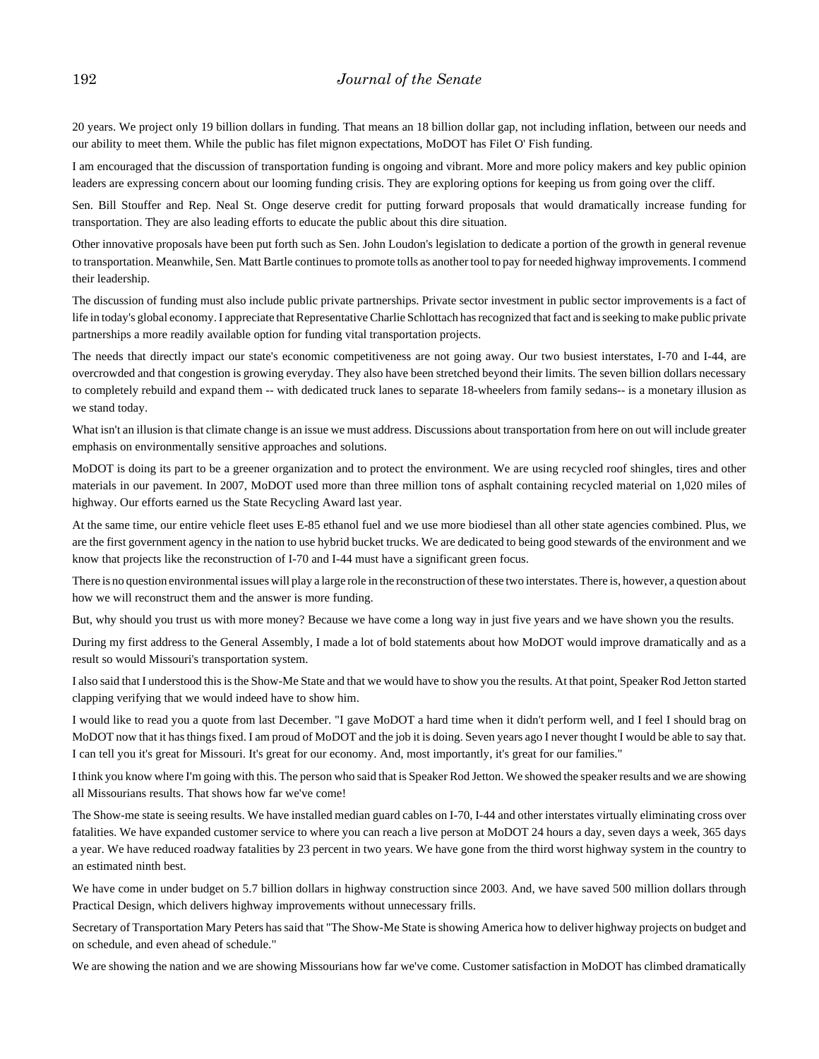20 years. We project only 19 billion dollars in funding. That means an 18 billion dollar gap, not including inflation, between our needs and our ability to meet them. While the public has filet mignon expectations, MoDOT has Filet O' Fish funding.

I am encouraged that the discussion of transportation funding is ongoing and vibrant. More and more policy makers and key public opinion leaders are expressing concern about our looming funding crisis. They are exploring options for keeping us from going over the cliff.

Sen. Bill Stouffer and Rep. Neal St. Onge deserve credit for putting forward proposals that would dramatically increase funding for transportation. They are also leading efforts to educate the public about this dire situation.

Other innovative proposals have been put forth such as Sen. John Loudon's legislation to dedicate a portion of the growth in general revenue to transportation. Meanwhile, Sen. Matt Bartle continues to promote tolls as another tool to pay for needed highway improvements. I commend their leadership.

The discussion of funding must also include public private partnerships. Private sector investment in public sector improvements is a fact of life in today's global economy. I appreciate that Representative Charlie Schlottach has recognized that fact and is seeking to make public private partnerships a more readily available option for funding vital transportation projects.

The needs that directly impact our state's economic competitiveness are not going away. Our two busiest interstates, I-70 and I-44, are overcrowded and that congestion is growing everyday. They also have been stretched beyond their limits. The seven billion dollars necessary to completely rebuild and expand them -- with dedicated truck lanes to separate 18-wheelers from family sedans-- is a monetary illusion as we stand today.

What isn't an illusion is that climate change is an issue we must address. Discussions about transportation from here on out will include greater emphasis on environmentally sensitive approaches and solutions.

MoDOT is doing its part to be a greener organization and to protect the environment. We are using recycled roof shingles, tires and other materials in our pavement. In 2007, MoDOT used more than three million tons of asphalt containing recycled material on 1,020 miles of highway. Our efforts earned us the State Recycling Award last year.

At the same time, our entire vehicle fleet uses E-85 ethanol fuel and we use more biodiesel than all other state agencies combined. Plus, we are the first government agency in the nation to use hybrid bucket trucks. We are dedicated to being good stewards of the environment and we know that projects like the reconstruction of I-70 and I-44 must have a significant green focus.

There is no question environmental issues will play a large role in the reconstruction of these two interstates. There is, however, a question about how we will reconstruct them and the answer is more funding.

But, why should you trust us with more money? Because we have come a long way in just five years and we have shown you the results.

During my first address to the General Assembly, I made a lot of bold statements about how MoDOT would improve dramatically and as a result so would Missouri's transportation system.

I also said that I understood this is the Show-Me State and that we would have to show you the results. At that point, Speaker Rod Jetton started clapping verifying that we would indeed have to show him.

I would like to read you a quote from last December. "I gave MoDOT a hard time when it didn't perform well, and I feel I should brag on MoDOT now that it has things fixed. I am proud of MoDOT and the job it is doing. Seven years ago I never thought I would be able to say that. I can tell you it's great for Missouri. It's great for our economy. And, most importantly, it's great for our families."

I think you know where I'm going with this. The person who said that is Speaker Rod Jetton. We showed the speaker results and we are showing all Missourians results. That shows how far we've come!

The Show-me state is seeing results. We have installed median guard cables on I-70, I-44 and other interstates virtually eliminating cross over fatalities. We have expanded customer service to where you can reach a live person at MoDOT 24 hours a day, seven days a week, 365 days a year. We have reduced roadway fatalities by 23 percent in two years. We have gone from the third worst highway system in the country to an estimated ninth best.

We have come in under budget on 5.7 billion dollars in highway construction since 2003. And, we have saved 500 million dollars through Practical Design, which delivers highway improvements without unnecessary frills.

Secretary of Transportation Mary Peters has said that "The Show-Me State is showing America how to deliver highway projects on budget and on schedule, and even ahead of schedule."

We are showing the nation and we are showing Missourians how far we've come. Customer satisfaction in MoDOT has climbed dramatically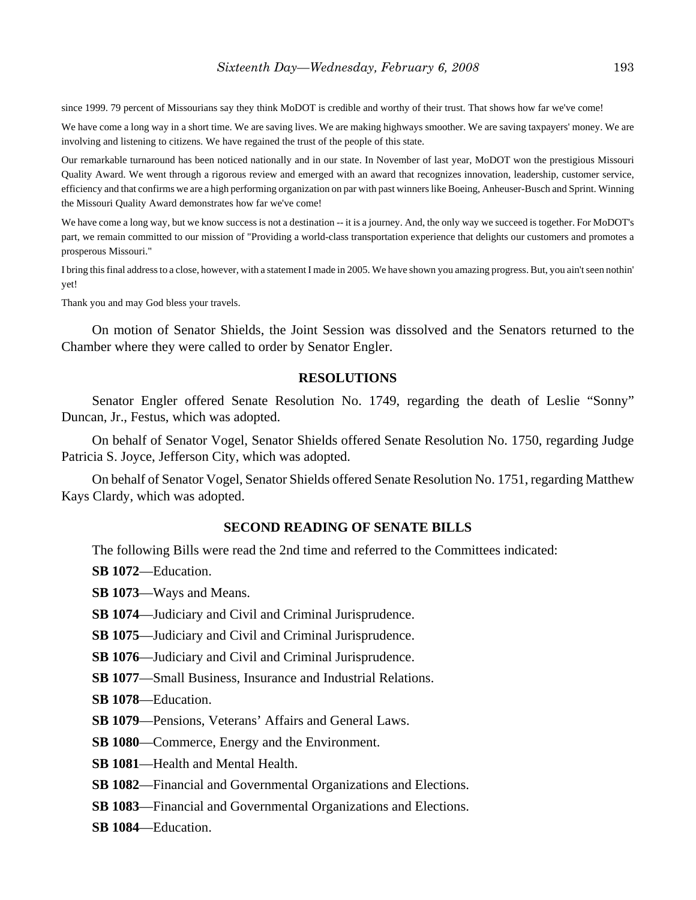since 1999. 79 percent of Missourians say they think MoDOT is credible and worthy of their trust. That shows how far we've come!

We have come a long way in a short time. We are saving lives. We are making highways smoother. We are saving taxpayers' money. We are involving and listening to citizens. We have regained the trust of the people of this state.

Our remarkable turnaround has been noticed nationally and in our state. In November of last year, MoDOT won the prestigious Missouri Quality Award. We went through a rigorous review and emerged with an award that recognizes innovation, leadership, customer service, efficiency and that confirms we are a high performing organization on par with past winners like Boeing, Anheuser-Busch and Sprint. Winning the Missouri Quality Award demonstrates how far we've come!

We have come a long way, but we know success is not a destination -- it is a journey. And, the only way we succeed is together. For MoDOT's part, we remain committed to our mission of "Providing a world-class transportation experience that delights our customers and promotes a prosperous Missouri."

I bring this final address to a close, however, with a statement I made in 2005. We have shown you amazing progress. But, you ain't seen nothin' yet!

Thank you and may God bless your travels.

On motion of Senator Shields, the Joint Session was dissolved and the Senators returned to the Chamber where they were called to order by Senator Engler.

## RESOLUTIONS

Senator Engler offered Senate Resolution No. 1749, regarding the death of Leslie "Sonny" Duncan, Jr., Festus, which was adopted.

On behalf of Senator Vogel, Senator Shields offered Senate Resolution No. 1750, regarding Judge Patricia S. Joyce, Jefferson City, which was adopted.

On behalf of Senator Vogel, Senator Shields offered Senate Resolution No. 1751, regarding Matthew Kays Clardy, which was adopted.

## SECOND READING OF SENATE BILLS

The following Bills were read the 2nd time and referred to the Committees indicated:

**SB 1072**—Education.

**SB 1073**—Ways and Means.

**SB 1074**—Judiciary and Civil and Criminal Jurisprudence.

**SB 1075**—Judiciary and Civil and Criminal Jurisprudence.

**SB 1076**—Judiciary and Civil and Criminal Jurisprudence.

**SB 1077**—Small Business, Insurance and Industrial Relations.

**SB 1078**—Education.

**SB 1079**—Pensions, Veterans' Affairs and General Laws.

**SB 1080**—Commerce, Energy and the Environment.

**SB 1081**—Health and Mental Health.

**SB 1082**—Financial and Governmental Organizations and Elections.

**SB 1083**—Financial and Governmental Organizations and Elections.

**SB 1084**—Education.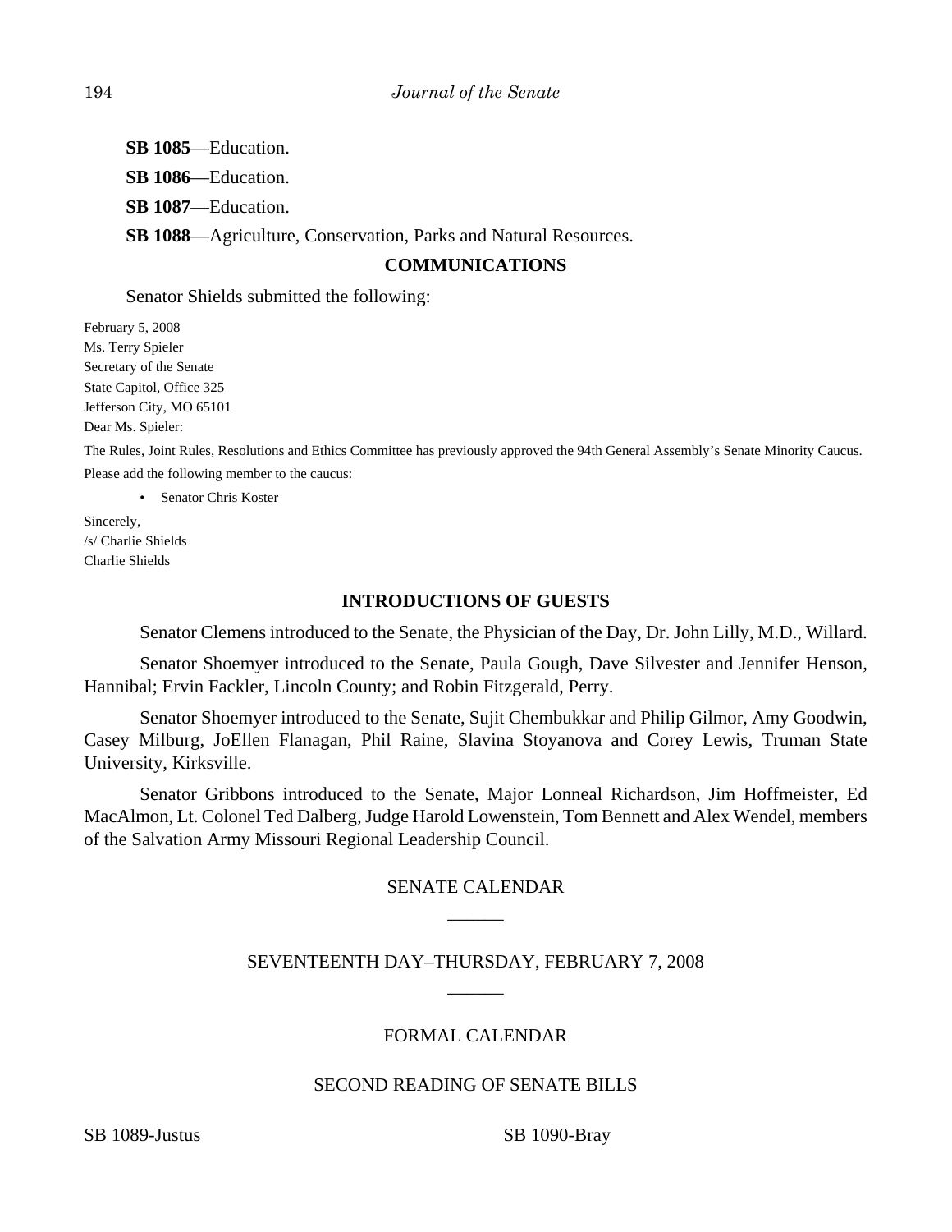**SB 1085**—Education.

**SB 1086**—Education.

**SB 1087**—Education.

**SB 1088**—Agriculture, Conservation, Parks and Natural Resources.

## COMMUNICATIONS

Senator Shields submitted the following:

February 5, 2008
Ms. Terry Spieler
Secretary of the Senate
State Capitol, Office 325
Jefferson City, MO 65101
Dear Ms. Spieler:

The Rules, Joint Rules, Resolutions and Ethics Committee has previously approved the 94th General Assembly's Senate Minority Caucus. Please add the following member to the caucus:

- Senator Chris Koster

Sincerely,
/s/ Charlie Shields
Charlie Shields

## INTRODUCTIONS OF GUESTS

Senator Clemens introduced to the Senate, the Physician of the Day, Dr. John Lilly, M.D., Willard.

Senator Shoemyer introduced to the Senate, Paula Gough, Dave Silvester and Jennifer Henson, Hannibal; Ervin Fackler, Lincoln County; and Robin Fitzgerald, Perry.

Senator Shoemyer introduced to the Senate, Sujit Chembukkar and Philip Gilmor, Amy Goodwin, Casey Milburg, JoEllen Flanagan, Phil Raine, Slavina Stoyanova and Corey Lewis, Truman State University, Kirksville.

Senator Gribbons introduced to the Senate, Major Lonneal Richardson, Jim Hoffmeister, Ed MacAlmon, Lt. Colonel Ted Dalberg, Judge Harold Lowenstein, Tom Bennett and Alex Wendel, members of the Salvation Army Missouri Regional Leadership Council.

SENATE CALENDAR

\_\_\_\_\_\_

SEVENTEENTH DAY–THURSDAY, FEBRUARY 7, 2008

\_\_\_\_\_\_

FORMAL CALENDAR

SECOND READING OF SENATE BILLS

SB 1089-Justus

SB 1090-Bray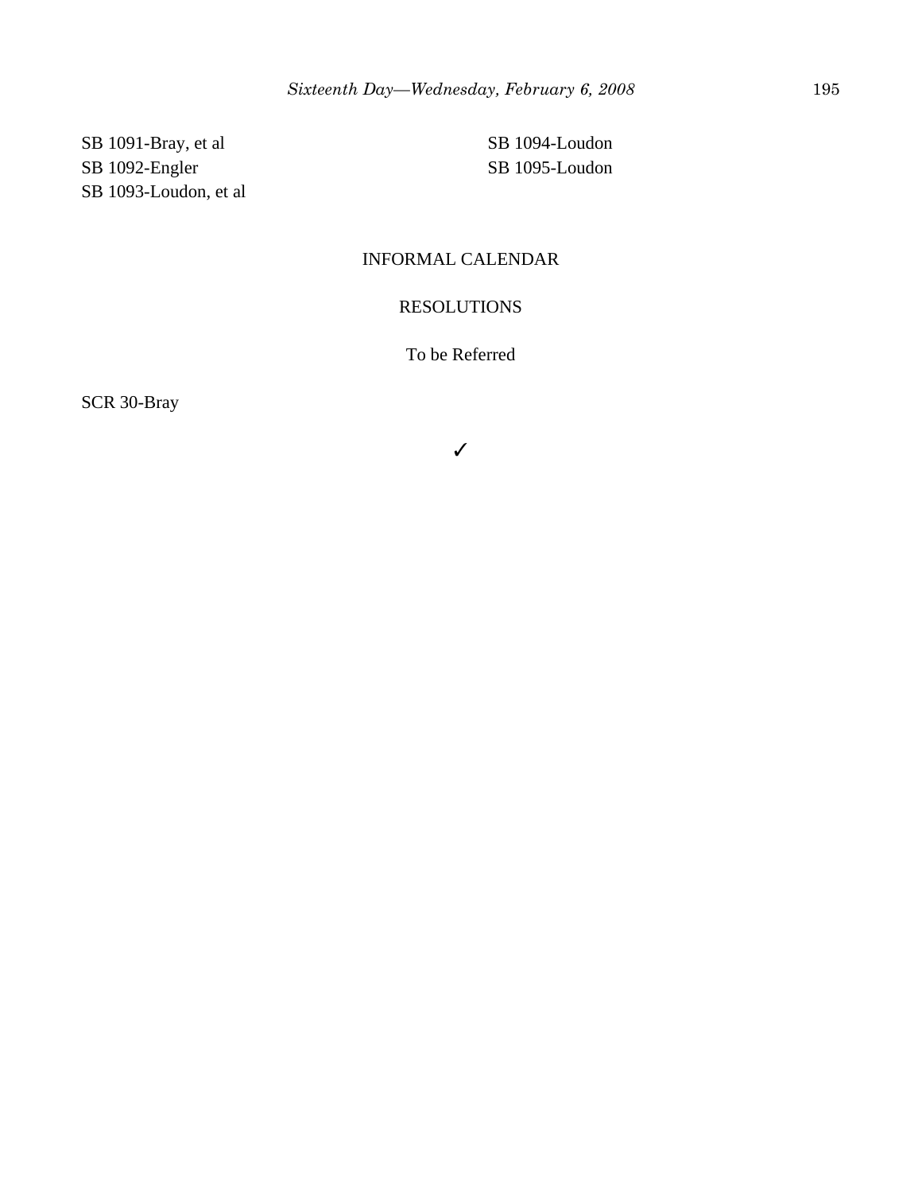SB 1091-Bray, et al
SB 1092-Engler
SB 1093-Loudon, et al
SB 1094-Loudon
SB 1095-Loudon

INFORMAL CALENDAR

RESOLUTIONS

To be Referred

SCR 30-Bray

✓